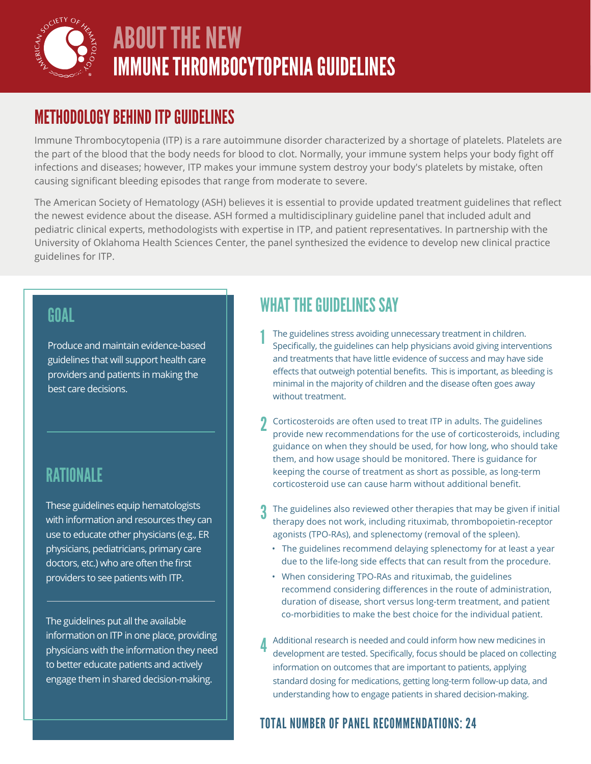# ABOUT THE NEW IMMUNE THROMBOCYTOPENIA GUIDELINES

## METHODOLOGY BEHIND ITP GUIDELINES

Immune Thrombocytopenia (ITP) is a rare autoimmune disorder characterized by a shortage of platelets. Platelets are the part of the blood that the body needs for blood to clot. Normally, your immune system helps your body fight off infections and diseases; however, ITP makes your immune system destroy your body's platelets by mistake, often causing significant bleeding episodes that range from moderate to severe.

The American Society of Hematology (ASH) believes it is essential to provide updated treatment guidelines that reflect the newest evidence about the disease. ASH formed a multidisciplinary guideline panel that included adult and pediatric clinical experts, methodologists with expertise in ITP, and patient representatives. In partnership with the University of Oklahoma Health Sciences Center, the panel synthesized the evidence to develop new clinical practice guidelines for ITP.

## GOAL

Produce and maintain evidence-based guidelines that will support health care providers and patients in making the best care decisions.

## RATIONALE

These guidelines equip hematologists with information and resources they can use to educate other physicians (e.g., ER physicians, pediatricians, primary care doctors, etc.) who are often the first providers to see patients with ITP.

The guidelines put all the available information on ITP in one place, providing physicians with the information they need to better educate patients and actively engage them in shared decision-making.

## WHAT THE GUIDELINES SAY

1. The guidelines stress avoiding unnecessary treatment in children. Specifically, the guidelines can help physicians avoid giving interventions and treatments that have little evidence of success and may have side effects that outweigh potential benefits. This is important, as bleeding is minimal in the majority of children and the disease often goes away without treatment.

2. Corticosteroids are often used to treat ITP in adults. The guidelines provide new recommendations for the use of corticosteroids, including guidance on when they should be used, for how long, who should take them, and how usage should be monitored. There is guidance for keeping the course of treatment as short as possible, as long-term corticosteroid use can cause harm without additional benefit.

3. The guidelines also reviewed other therapies that may be given if initial therapy does not work, including rituximab, thrombopoietin-receptor agonists (TPO-RAs), and splenectomy (removal of the spleen).
   - The guidelines recommend delaying splenectomy for at least a year due to the life-long side effects that can result from the procedure.
   - When considering TPO-RAs and rituximab, the guidelines recommend considering differences in the route of administration, duration of disease, short versus long-term treatment, and patient co-morbidities to make the best choice for the individual patient.

4. Additional research is needed and could inform how new medicines in development are tested. Specifically, focus should be placed on collecting information on outcomes that are important to patients, applying standard dosing for medications, getting long-term follow-up data, and understanding how to engage patients in shared decision-making.

### TOTAL NUMBER OF PANEL RECOMMENDATIONS: 24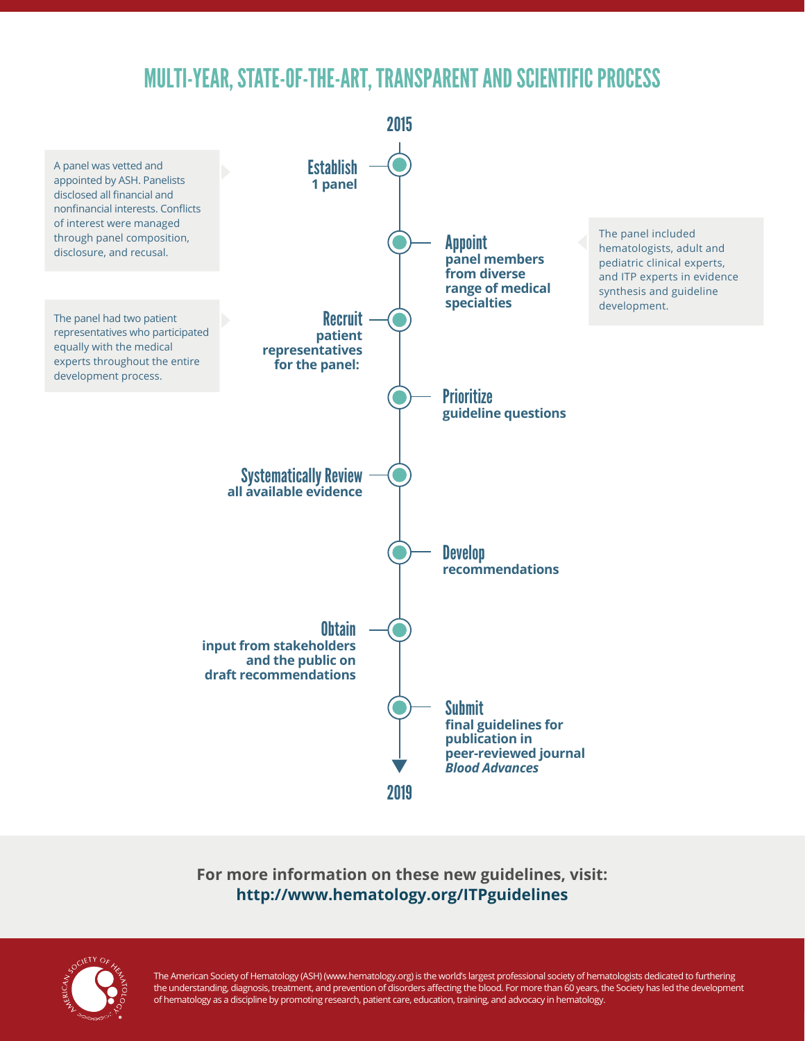# MULTI-YEAR, STATE-OF-THE-ART, TRANSPARENT AND SCIENTIFIC PROCESS

**2015**

**Establish** 1 panel

A panel was vetted and appointed by ASH. Panelists disclosed all financial and nonfinancial interests. Conflicts of interest were managed through panel composition, disclosure, and recusal.

**Appoint** panel members from diverse range of medical specialties

The panel included hematologists, adult and pediatric clinical experts, and ITP experts in evidence synthesis and guideline development.

**Recruit** patient representatives for the panel:

The panel had two patient representatives who participated equally with the medical experts throughout the entire development process.

**Prioritize** guideline questions

**Systematically Review** all available evidence

**Develop** recommendations

**Obtain** input from stakeholders and the public on draft recommendations

**Submit** final guidelines for publication in peer-reviewed journal *Blood Advances*

**2019**

**For more information on these new guidelines, visit:**
**http://www.hematology.org/ITPguidelines**

The American Society of Hematology (ASH) (www.hematology.org) is the world's largest professional society of hematologists dedicated to furthering the understanding, diagnosis, treatment, and prevention of disorders affecting the blood. For more than 60 years, the Society has led the development of hematology as a discipline by promoting research, patient care, education, training, and advocacy in hematology.